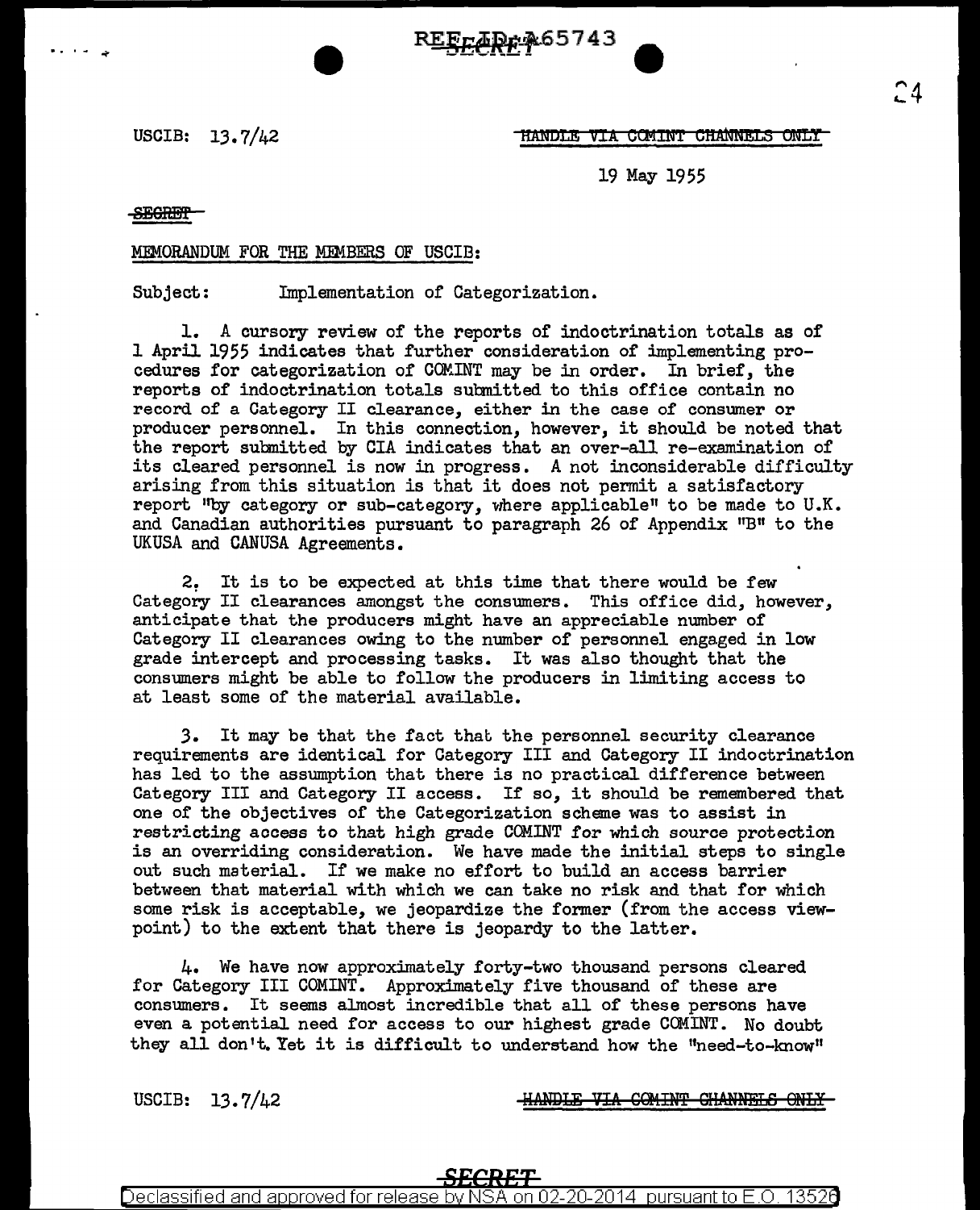USCIB: 13.7/42

~~HANDLE VIA COMINT CHANNELS ONLY~~

19 May 1955

~~SECRET~~

MEMORANDUM FOR THE MEMBERS OF USCIB:

Subject: Implementation of Categorization.

1. A cursory review of the reports of indoctrination totals as of 1 April 1955 indicates that further consideration of implementing procedures for categorization of COMINT may be in order. In brief, the reports of indoctrination totals submitted to this office contain no record of a Category II clearance, either in the case of consumer or producer personnel. In this connection, however, it should be noted that the report submitted by CIA indicates that an over-all re-examination of its cleared personnel is now in progress. A not inconsiderable difficulty arising from this situation is that it does not permit a satisfactory report "by category or sub-category, where applicable" to be made to U.K. and Canadian authorities pursuant to paragraph 26 of Appendix "B" to the UKUSA and CANUSA Agreements.

2. It is to be expected at this time that there would be few Category II clearances amongst the consumers. This office did, however, anticipate that the producers might have an appreciable number of Category II clearances owing to the number of personnel engaged in low grade intercept and processing tasks. It was also thought that the consumers might be able to follow the producers in limiting access to at least some of the material available.

3. It may be that the fact that the personnel security clearance requirements are identical for Category III and Category II indoctrination has led to the assumption that there is no practical difference between Category III and Category II access. If so, it should be remembered that one of the objectives of the Categorization scheme was to assist in restricting access to that high grade COMINT for which source protection is an overriding consideration. We have made the initial steps to single out such material. If we make no effort to build an access barrier between that material with which we can take no risk and that for which some risk is acceptable, we jeopardize the former (from the access viewpoint) to the extent that there is jeopardy to the latter.

4. We have now approximately forty-two thousand persons cleared for Category III COMINT. Approximately five thousand of these are consumers. It seems almost incredible that all of these persons have even a potential need for access to our highest grade COMINT. No doubt they all don't. Yet it is difficult to understand how the "need-to-know"

USCIB: 13.7/42

~~HANDLE VIA COMINT CHANNELS ONLY~~

~~SECRET~~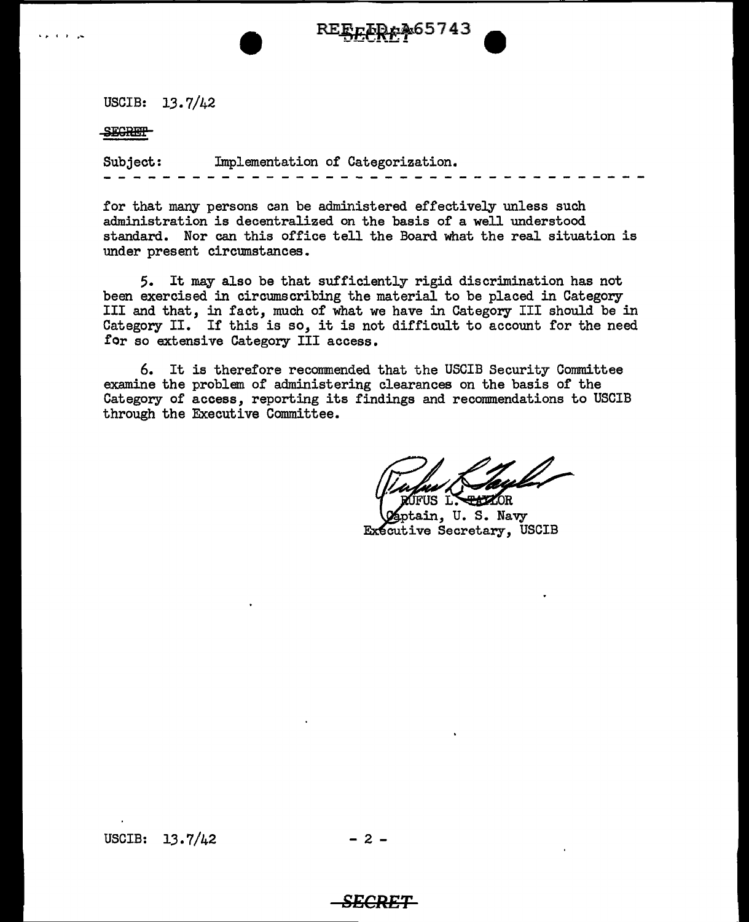USCIB: 13.7/42

SECRET

Subject: Implementation of Categorization.

---

for that many persons can be administered effectively unless such administration is decentralized on the basis of a well understood standard. Nor can this office tell the Board what the real situation is under present circumstances.

5. It may also be that sufficiently rigid discrimination has not been exercised in circumscribing the material to be placed in Category III and that, in fact, much of what we have in Category III should be in Category II. If this is so, it is not difficult to account for the need for so extensive Category III access.

6. It is therefore recommended that the USCIB Security Committee examine the problem of administering clearances on the basis of the Category of access, reporting its findings and recommendations to USCIB through the Executive Committee.

RUFUS L. TAYLOR
Captain, U. S. Navy
Executive Secretary, USCIB

USCIB: 13.7/42

SECRET